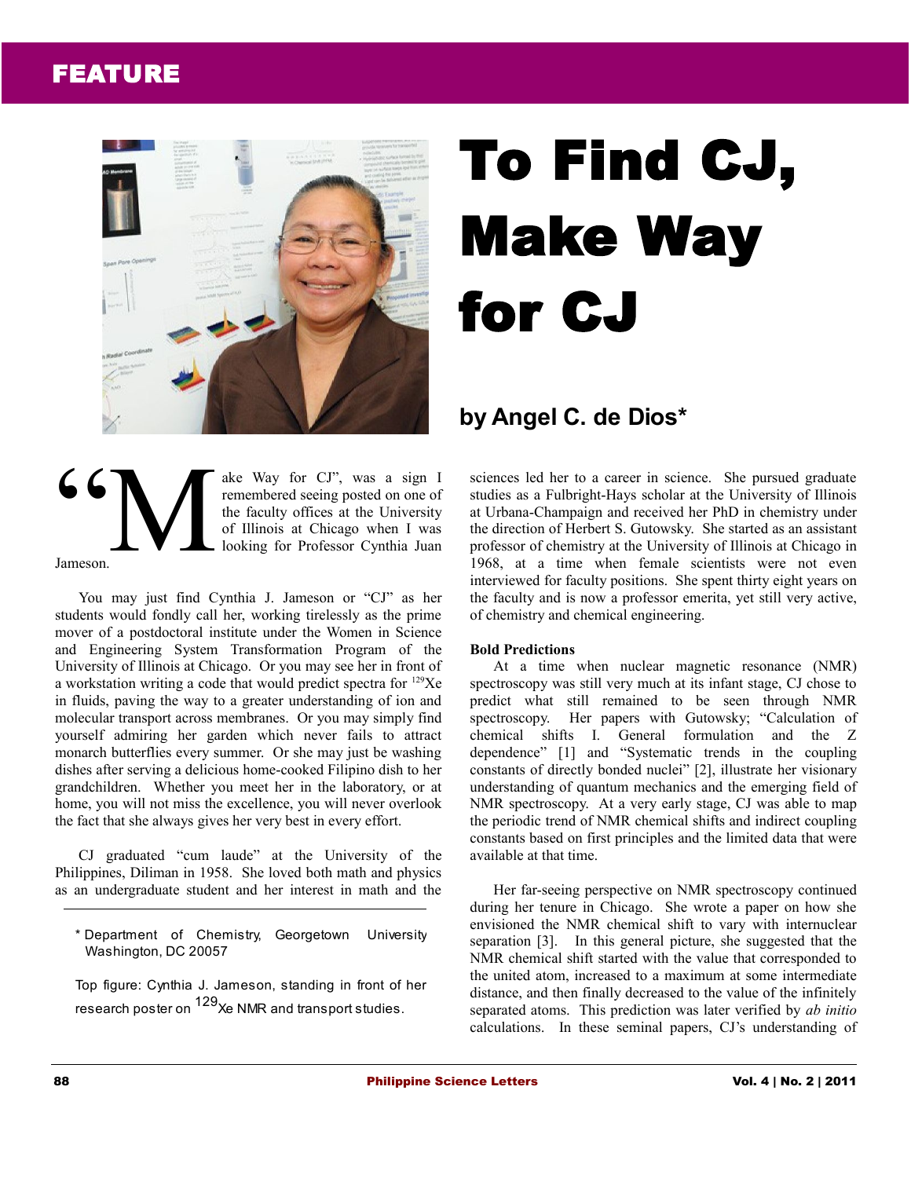FEATURE

# To Find CJ, Make Way for CJ

**by Angel C. de Dios***

"Make Way for CJ", was a sign I remembered seeing posted on one of the faculty offices at the University of Illinois at Chicago when I was looking for Professor Cynthia Juan Jameson.

You may just find Cynthia J. Jameson or "CJ" as her students would fondly call her, working tirelessly as the prime mover of a postdoctoral institute under the Women in Science and Engineering System Transformation Program of the University of Illinois at Chicago. Or you may see her in front of a workstation writing a code that would predict spectra for $^{129}$Xe in fluids, paving the way to a greater understanding of ion and molecular transport across membranes. Or you may simply find yourself admiring her garden which never fails to attract monarch butterflies every summer. Or she may just be washing dishes after serving a delicious home-cooked Filipino dish to her grandchildren. Whether you meet her in the laboratory, or at home, you will not miss the excellence, you will never overlook the fact that she always gives her very best in every effort.

CJ graduated "cum laude" at the University of the Philippines, Diliman in 1958. She loved both math and physics as an undergraduate student and her interest in math and the sciences led her to a career in science. She pursued graduate studies as a Fulbright-Hays scholar at the University of Illinois at Urbana-Champaign and received her PhD in chemistry under the direction of Herbert S. Gutowsky. She started as an assistant professor of chemistry at the University of Illinois at Chicago in 1968, at a time when female scientists were not even interviewed for faculty positions. She spent thirty eight years on the faculty and is now a professor emerita, yet still very active, of chemistry and chemical engineering.

\* Department of Chemistry, Georgetown University Washington, DC 20057

Top figure: Cynthia J. Jameson, standing in front of her research poster on $^{129}$Xe NMR and transport studies.

**Bold Predictions**

At a time when nuclear magnetic resonance (NMR) spectroscopy was still very much at its infant stage, CJ chose to predict what still remained to be seen through NMR spectroscopy. Her papers with Gutowsky; "Calculation of chemical shifts I. General formulation and the Z dependence" [1] and "Systematic trends in the coupling constants of directly bonded nuclei" [2], illustrate her visionary understanding of quantum mechanics and the emerging field of NMR spectroscopy. At a very early stage, CJ was able to map the periodic trend of NMR chemical shifts and indirect coupling constants based on first principles and the limited data that were available at that time.

Her far-seeing perspective on NMR spectroscopy continued during her tenure in Chicago. She wrote a paper on how she envisioned the NMR chemical shift to vary with internuclear separation [3]. In this general picture, she suggested that the NMR chemical shift started with the value that corresponded to the united atom, increased to a maximum at some intermediate distance, and then finally decreased to the value of the infinitely separated atoms. This prediction was later verified by *ab initio* calculations. In these seminal papers, CJ's understanding of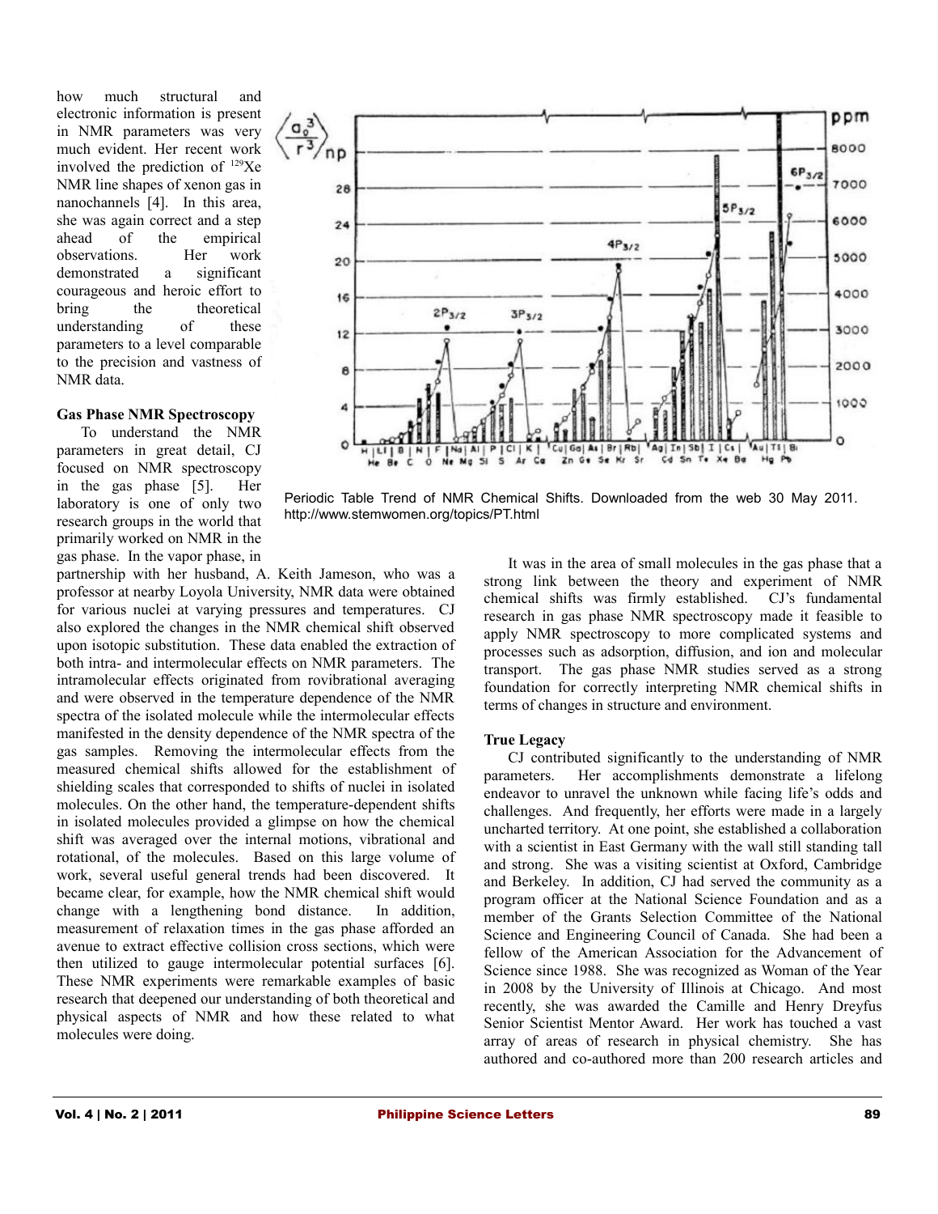how much structural and electronic information is present in NMR parameters was very much evident. Her recent work involved the prediction of $^{129}$Xe NMR line shapes of xenon gas in nanochannels [4]. In this area, she was again correct and a step ahead of the empirical observations. Her work demonstrated a significant courageous and heroic effort to bring the theoretical understanding of these parameters to a level comparable to the precision and vastness of NMR data.

Periodic Table Trend of NMR Chemical Shifts. Downloaded from the web 30 May 2011. http://www.stemwomen.org/topics/PT.html

**Gas Phase NMR Spectroscopy**

To understand the NMR parameters in great detail, CJ focused on NMR spectroscopy in the gas phase [5]. Her laboratory is one of only two research groups in the world that primarily worked on NMR in the gas phase. In the vapor phase, in partnership with her husband, A. Keith Jameson, who was a professor at nearby Loyola University, NMR data were obtained for various nuclei at varying pressures and temperatures. CJ also explored the changes in the NMR chemical shift observed upon isotopic substitution. These data enabled the extraction of both intra- and intermolecular effects on NMR parameters. The intramolecular effects originated from rovibrational averaging and were observed in the temperature dependence of the NMR spectra of the isolated molecule while the intermolecular effects manifested in the density dependence of the NMR spectra of the gas samples. Removing the intermolecular effects from the measured chemical shifts allowed for the establishment of shielding scales that corresponded to shifts of nuclei in isolated molecules. On the other hand, the temperature-dependent shifts in isolated molecules provided a glimpse on how the chemical shift was averaged over the internal motions, vibrational and rotational, of the molecules. Based on this large volume of work, several useful general trends had been discovered. It became clear, for example, how the NMR chemical shift would change with a lengthening bond distance. In addition, measurement of relaxation times in the gas phase afforded an avenue to extract effective collision cross sections, which were then utilized to gauge intermolecular potential surfaces [6]. These NMR experiments were remarkable examples of basic research that deepened our understanding of both theoretical and physical aspects of NMR and how these related to what molecules were doing.

It was in the area of small molecules in the gas phase that a strong link between the theory and experiment of NMR chemical shifts was firmly established. CJ's fundamental research in gas phase NMR spectroscopy made it feasible to apply NMR spectroscopy to more complicated systems and processes such as adsorption, diffusion, and ion and molecular transport. The gas phase NMR studies served as a strong foundation for correctly interpreting NMR chemical shifts in terms of changes in structure and environment.

**True Legacy**

CJ contributed significantly to the understanding of NMR parameters. Her accomplishments demonstrate a lifelong endeavor to unravel the unknown while facing life's odds and challenges. And frequently, her efforts were made in a largely uncharted territory. At one point, she established a collaboration with a scientist in East Germany with the wall still standing tall and strong. She was a visiting scientist at Oxford, Cambridge and Berkeley. In addition, CJ had served the community as a program officer at the National Science Foundation and as a member of the Grants Selection Committee of the National Science and Engineering Council of Canada. She had been a fellow of the American Association for the Advancement of Science since 1988. She was recognized as Woman of the Year in 2008 by the University of Illinois at Chicago. And most recently, she was awarded the Camille and Henry Dreyfus Senior Scientist Mentor Award. Her work has touched a vast array of areas of research in physical chemistry. She has authored and co-authored more than 200 research articles and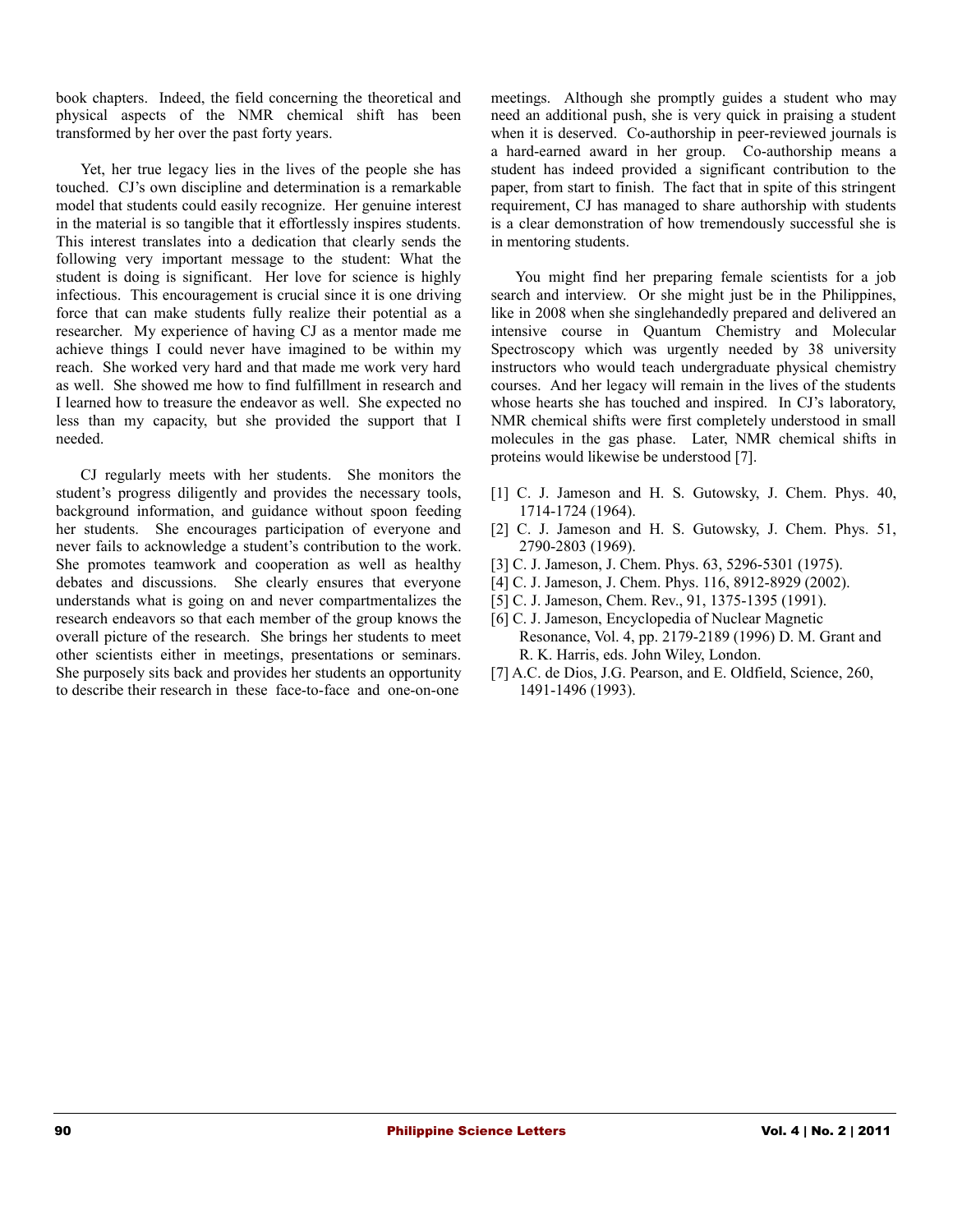book chapters. Indeed, the field concerning the theoretical and physical aspects of the NMR chemical shift has been transformed by her over the past forty years.

Yet, her true legacy lies in the lives of the people she has touched. CJ's own discipline and determination is a remarkable model that students could easily recognize. Her genuine interest in the material is so tangible that it effortlessly inspires students. This interest translates into a dedication that clearly sends the following very important message to the student: What the student is doing is significant. Her love for science is highly infectious. This encouragement is crucial since it is one driving force that can make students fully realize their potential as a researcher. My experience of having CJ as a mentor made me achieve things I could never have imagined to be within my reach. She worked very hard and that made me work very hard as well. She showed me how to find fulfillment in research and I learned how to treasure the endeavor as well. She expected no less than my capacity, but she provided the support that I needed.

CJ regularly meets with her students. She monitors the student's progress diligently and provides the necessary tools, background information, and guidance without spoon feeding her students. She encourages participation of everyone and never fails to acknowledge a student's contribution to the work. She promotes teamwork and cooperation as well as healthy debates and discussions. She clearly ensures that everyone understands what is going on and never compartmentalizes the research endeavors so that each member of the group knows the overall picture of the research. She brings her students to meet other scientists either in meetings, presentations or seminars. She purposely sits back and provides her students an opportunity to describe their research in these face-to-face and one-on-one meetings. Although she promptly guides a student who may need an additional push, she is very quick in praising a student when it is deserved. Co-authorship in peer-reviewed journals is a hard-earned award in her group. Co-authorship means a student has indeed provided a significant contribution to the paper, from start to finish. The fact that in spite of this stringent requirement, CJ has managed to share authorship with students is a clear demonstration of how tremendously successful she is in mentoring students.

You might find her preparing female scientists for a job search and interview. Or she might just be in the Philippines, like in 2008 when she singlehandedly prepared and delivered an intensive course in Quantum Chemistry and Molecular Spectroscopy which was urgently needed by 38 university instructors who would teach undergraduate physical chemistry courses. And her legacy will remain in the lives of the students whose hearts she has touched and inspired. In CJ's laboratory, NMR chemical shifts were first completely understood in small molecules in the gas phase. Later, NMR chemical shifts in proteins would likewise be understood [7].

[1] C. J. Jameson and H. S. Gutowsky, J. Chem. Phys. 40, 1714-1724 (1964).

[2] C. J. Jameson and H. S. Gutowsky, J. Chem. Phys. 51, 2790-2803 (1969).

[3] C. J. Jameson, J. Chem. Phys. 63, 5296-5301 (1975).

[4] C. J. Jameson, J. Chem. Phys. 116, 8912-8929 (2002).

[5] C. J. Jameson, Chem. Rev., 91, 1375-1395 (1991).

[6] C. J. Jameson, Encyclopedia of Nuclear Magnetic Resonance, Vol. 4, pp. 2179-2189 (1996) D. M. Grant and R. K. Harris, eds. John Wiley, London.

[7] A.C. de Dios, J.G. Pearson, and E. Oldfield, Science, 260, 1491-1496 (1993).